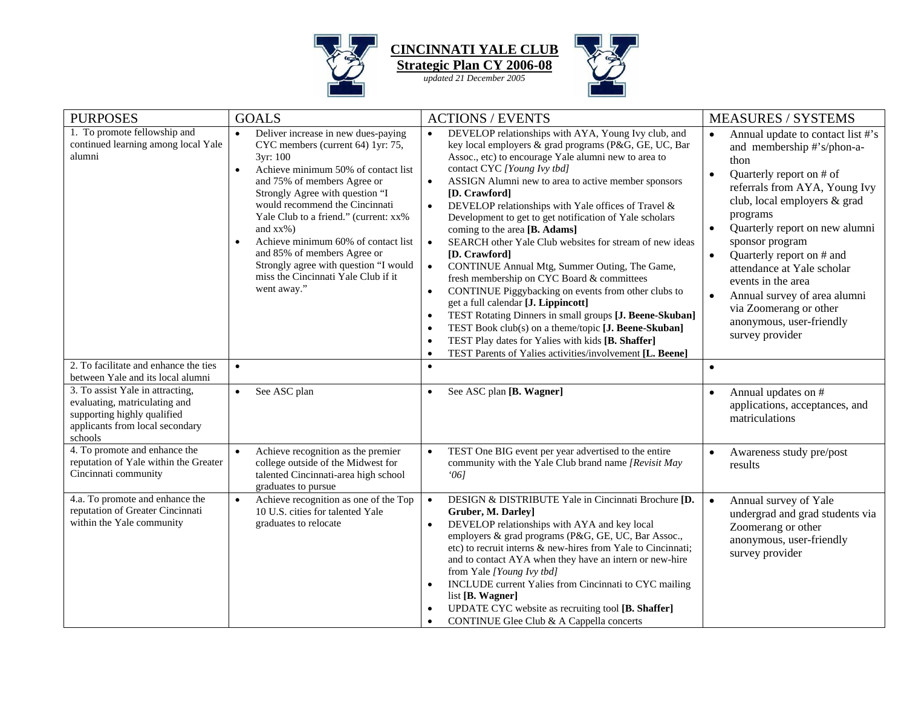# CINCINNATI YALE CLUB

## Strategic Plan CY 2006-08

*updated 21 December 2005*

| PURPOSES | GOALS | ACTIONS / EVENTS | MEASURES / SYSTEMS |
|---|---|---|---|
| 1. To promote fellowship and continued learning among local Yale alumni | • Deliver increase in new dues-paying CYC members (current 64) 1yr: 75, 3yr: 100<br>• Achieve minimum 50% of contact list and 75% of members Agree or Strongly Agree with question "I would recommend the Cincinnati Yale Club to a friend." (current: xx% and xx%)<br>• Achieve minimum 60% of contact list and 85% of members Agree or Strongly agree with question "I would miss the Cincinnati Yale Club if it went away." | • DEVELOP relationships with AYA, Young Ivy club, and key local employers & grad programs (P&G, GE, UC, Bar Assoc., etc) to encourage Yale alumni new to area to contact CYC *[Young Ivy tbd]*<br>• ASSIGN Alumni new to area to active member sponsors **[D. Crawford]**<br>• DEVELOP relationships with Yale offices of Travel & Development to get to get notification of Yale scholars coming to the area **[B. Adams]**<br>• SEARCH other Yale Club websites for stream of new ideas **[D. Crawford]**<br>• CONTINUE Annual Mtg, Summer Outing, The Game, fresh membership on CYC Board & committees<br>• CONTINUE Piggybacking on events from other clubs to get a full calendar **[J. Lippincott]**<br>• TEST Rotating Dinners in small groups **[J. Beene-Skuban]**<br>• TEST Book club(s) on a theme/topic **[J. Beene-Skuban]**<br>• TEST Play dates for Yalies with kids **[B. Shaffer]**<br>• TEST Parents of Yalies activities/involvement **[L. Beene]** | • Annual update to contact list #'s and membership #'s/phon-a-thon<br>• Quarterly report on # of referrals from AYA, Young Ivy club, local employers & grad programs<br>• Quarterly report on new alumni sponsor program<br>• Quarterly report on # and attendance at Yale scholar events in the area<br>• Annual survey of area alumni via Zoomerang or other anonymous, user-friendly survey provider |
| 2. To facilitate and enhance the ties between Yale and its local alumni | • | • | • |
| 3. To assist Yale in attracting, evaluating, matriculating and supporting highly qualified applicants from local secondary schools | • See ASC plan | • See ASC plan **[B. Wagner]** | • Annual updates on # applications, acceptances, and matriculations |
| 4. To promote and enhance the reputation of Yale within the Greater Cincinnati community | • Achieve recognition as the premier college outside of the Midwest for talented Cincinnati-area high school graduates to pursue | • TEST One BIG event per year advertised to the entire community with the Yale Club brand name *[Revisit May '06]* | • Awareness study pre/post results |
| 4.a. To promote and enhance the reputation of Greater Cincinnati within the Yale community | • Achieve recognition as one of the Top 10 U.S. cities for talented Yale graduates to relocate | • DESIGN & DISTRIBUTE Yale in Cincinnati Brochure **[D. Gruber, M. Darley]**<br>• DEVELOP relationships with AYA and key local employers & grad programs (P&G, GE, UC, Bar Assoc., etc) to recruit interns & new-hires from Yale to Cincinnati; and to contact AYA when they have an intern or new-hire from Yale *[Young Ivy tbd]*<br>• INCLUDE current Yalies from Cincinnati to CYC mailing list **[B. Wagner]**<br>• UPDATE CYC website as recruiting tool **[B. Shaffer]**<br>• CONTINUE Glee Club & A Cappella concerts | • Annual survey of Yale undergrad and grad students via Zoomerang or other anonymous, user-friendly survey provider |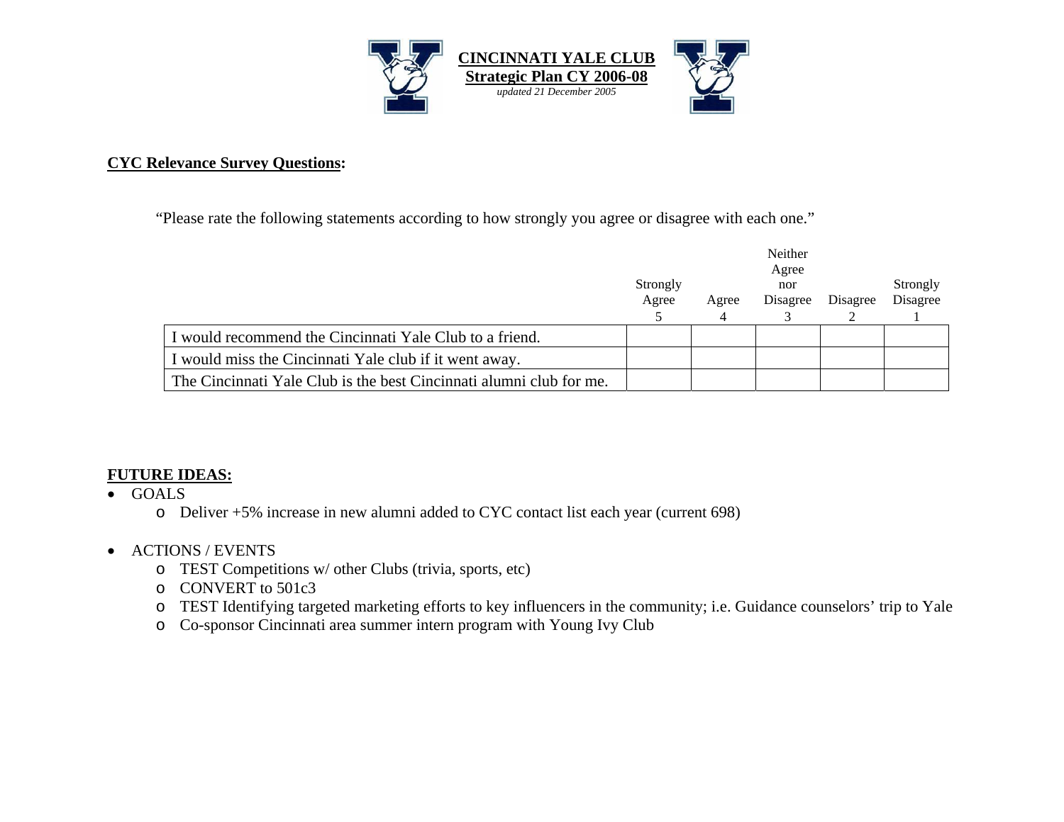**CINCINNATI YALE CLUB**
**Strategic Plan CY 2006-08**
*updated 21 December 2005*

**CYC Relevance Survey Questions:**

"Please rate the following statements according to how strongly you agree or disagree with each one."

| | Strongly Agree 5 | Agree 4 | Neither Agree nor Disagree 3 | Disagree 2 | Strongly Disagree 1 |
|---|---|---|---|---|---|
| I would recommend the Cincinnati Yale Club to a friend. | | | | | |
| I would miss the Cincinnati Yale club if it went away. | | | | | |
| The Cincinnati Yale Club is the best Cincinnati alumni club for me. | | | | | |

**FUTURE IDEAS:**

- GOALS
  - Deliver +5% increase in new alumni added to CYC contact list each year (current 698)

- ACTIONS / EVENTS
  - TEST Competitions w/ other Clubs (trivia, sports, etc)
  - CONVERT to 501c3
  - TEST Identifying targeted marketing efforts to key influencers in the community; i.e. Guidance counselors' trip to Yale
  - Co-sponsor Cincinnati area summer intern program with Young Ivy Club